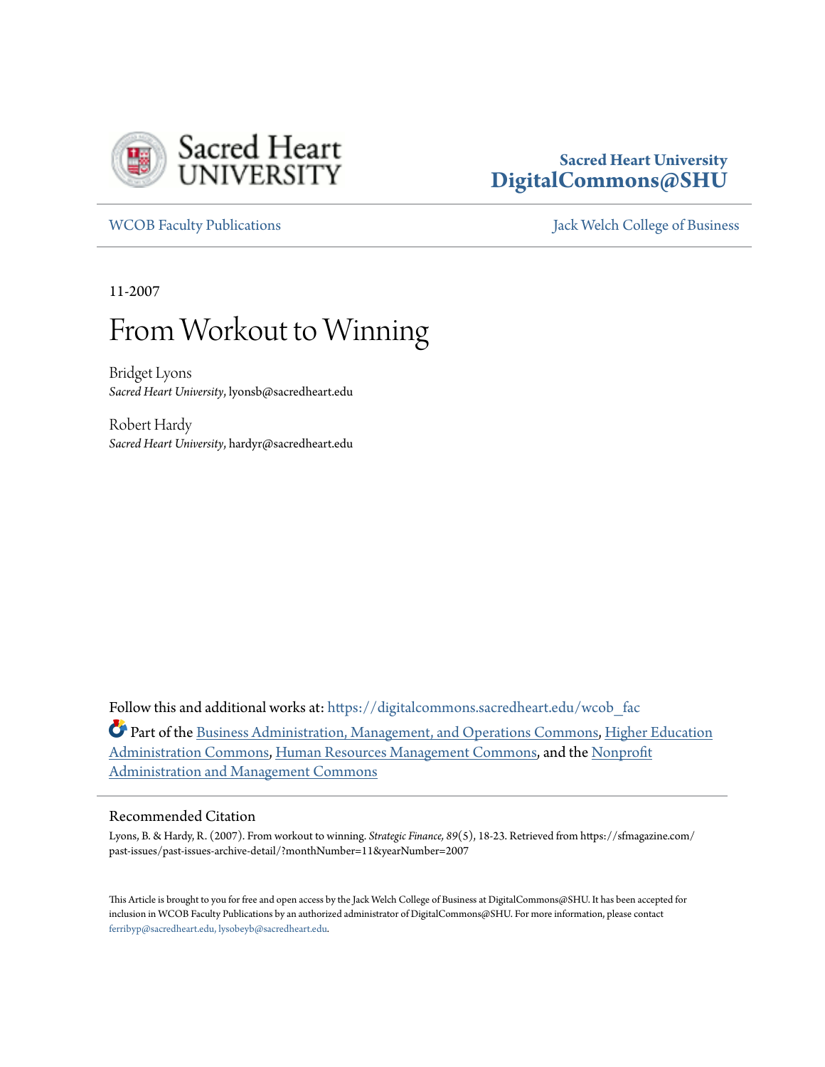Sacred Heart University
DigitalCommons@SHU

WCOB Faculty Publications | Jack Welch College of Business

11-2007

# From Workout to Winning

Bridget Lyons
*Sacred Heart University*, lyonsb@sacredheart.edu

Robert Hardy
*Sacred Heart University*, hardyr@sacredheart.edu

Follow this and additional works at: https://digitalcommons.sacredheart.edu/wcob_fac

Part of the Business Administration, Management, and Operations Commons, Higher Education Administration Commons, Human Resources Management Commons, and the Nonprofit Administration and Management Commons

## Recommended Citation

Lyons, B. & Hardy, R. (2007). From workout to winning. *Strategic Finance, 89*(5), 18-23. Retrieved from https://sfmagazine.com/past-issues/past-issues-archive-detail/?monthNumber=11&yearNumber=2007

This Article is brought to you for free and open access by the Jack Welch College of Business at DigitalCommons@SHU. It has been accepted for inclusion in WCOB Faculty Publications by an authorized administrator of DigitalCommons@SHU. For more information, please contact ferribyp@sacredheart.edu, lysobeyb@sacredheart.edu.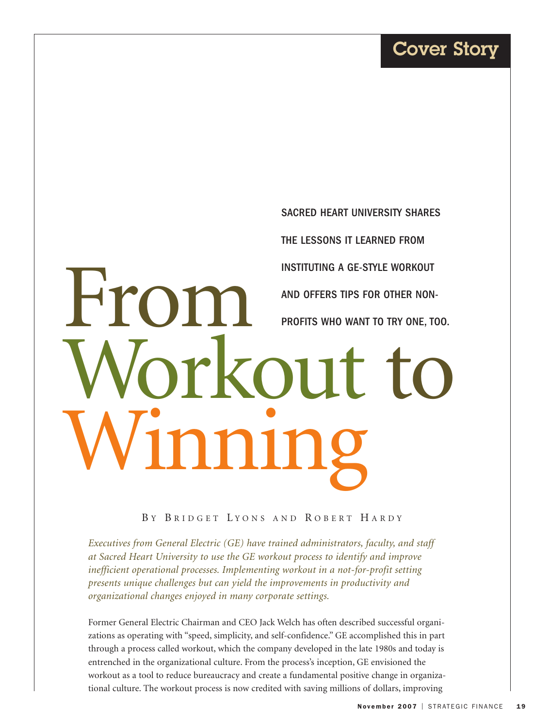# From Workout to Winning

**SACRED HEART UNIVERSITY SHARES THE LESSONS IT LEARNED FROM INSTITUTING A GE-STYLE WORKOUT AND OFFERS TIPS FOR OTHER NON-PROFITS WHO WANT TO TRY ONE, TOO.**

BY BRIDGET LYONS AND ROBERT HARDY

*Executives from General Electric (GE) have trained administrators, faculty, and staff at Sacred Heart University to use the GE workout process to identify and improve inefficient operational processes. Implementing workout in a not-for-profit setting presents unique challenges but can yield the improvements in productivity and organizational changes enjoyed in many corporate settings.*

Former General Electric Chairman and CEO Jack Welch has often described successful organizations as operating with "speed, simplicity, and self-confidence." GE accomplished this in part through a process called workout, which the company developed in the late 1980s and today is entrenched in the organizational culture. From the process's inception, GE envisioned the workout as a tool to reduce bureaucracy and create a fundamental positive change in organizational culture. The workout process is now credited with saving millions of dollars, improving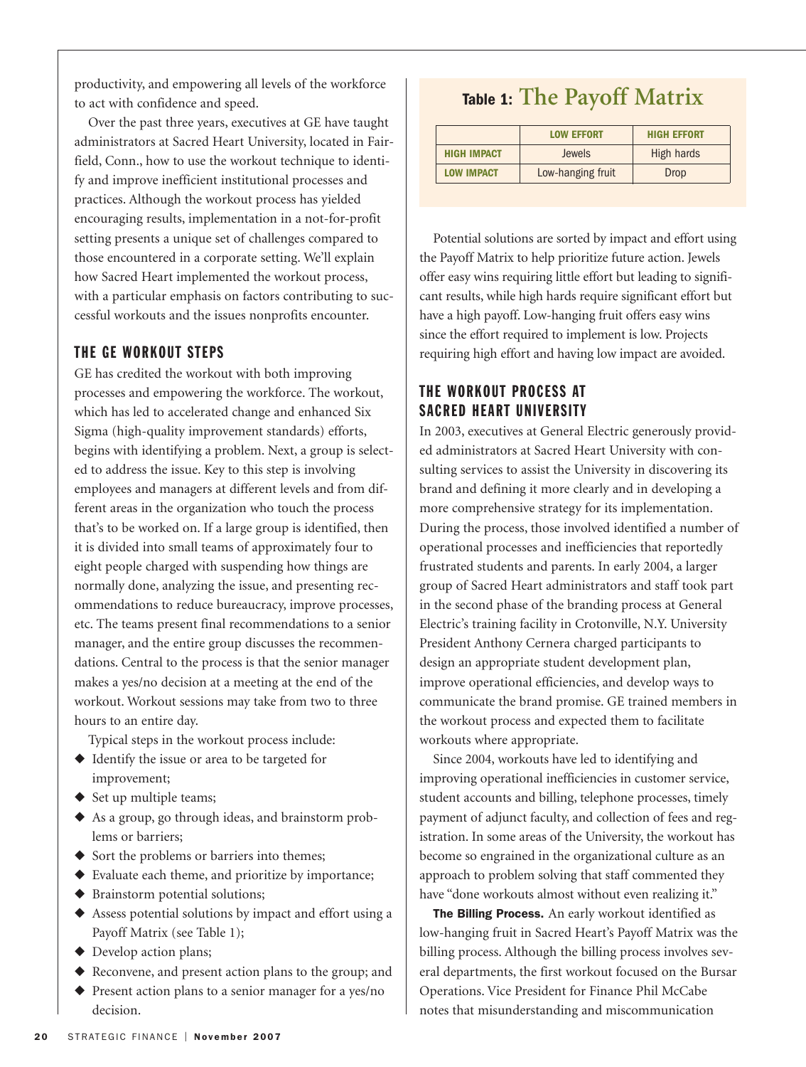productivity, and empowering all levels of the workforce to act with confidence and speed.

Over the past three years, executives at GE have taught administrators at Sacred Heart University, located in Fairfield, Conn., how to use the workout technique to identify and improve inefficient institutional processes and practices. Although the workout process has yielded encouraging results, implementation in a not-for-profit setting presents a unique set of challenges compared to those encountered in a corporate setting. We'll explain how Sacred Heart implemented the workout process, with a particular emphasis on factors contributing to successful workouts and the issues nonprofits encounter.

## THE GE WORKOUT STEPS

GE has credited the workout with both improving processes and empowering the workforce. The workout, which has led to accelerated change and enhanced Six Sigma (high-quality improvement standards) efforts, begins with identifying a problem. Next, a group is selected to address the issue. Key to this step is involving employees and managers at different levels and from different areas in the organization who touch the process that's to be worked on. If a large group is identified, then it is divided into small teams of approximately four to eight people charged with suspending how things are normally done, analyzing the issue, and presenting recommendations to reduce bureaucracy, improve processes, etc. The teams present final recommendations to a senior manager, and the entire group discusses the recommendations. Central to the process is that the senior manager makes a yes/no decision at a meeting at the end of the workout. Workout sessions may take from two to three hours to an entire day.

Typical steps in the workout process include:

- Identify the issue or area to be targeted for improvement;
- Set up multiple teams;
- As a group, go through ideas, and brainstorm problems or barriers;
- Sort the problems or barriers into themes;
- Evaluate each theme, and prioritize by importance;
- Brainstorm potential solutions;
- Assess potential solutions by impact and effort using a Payoff Matrix (see Table 1);
- Develop action plans;
- Reconvene, and present action plans to the group; and
- Present action plans to a senior manager for a yes/no decision.

### Table 1: The Payoff Matrix

| | LOW EFFORT | HIGH EFFORT |
|---|---|---|
| HIGH IMPACT | Jewels | High hards |
| LOW IMPACT | Low-hanging fruit | Drop |

Potential solutions are sorted by impact and effort using the Payoff Matrix to help prioritize future action. Jewels offer easy wins requiring little effort but leading to significant results, while high hards require significant effort but have a high payoff. Low-hanging fruit offers easy wins since the effort required to implement is low. Projects requiring high effort and having low impact are avoided.

## THE WORKOUT PROCESS AT SACRED HEART UNIVERSITY

In 2003, executives at General Electric generously provided administrators at Sacred Heart University with consulting services to assist the University in discovering its brand and defining it more clearly and in developing a more comprehensive strategy for its implementation. During the process, those involved identified a number of operational processes and inefficiencies that reportedly frustrated students and parents. In early 2004, a larger group of Sacred Heart administrators and staff took part in the second phase of the branding process at General Electric's training facility in Crotonville, N.Y. University President Anthony Cernera charged participants to design an appropriate student development plan, improve operational efficiencies, and develop ways to communicate the brand promise. GE trained members in the workout process and expected them to facilitate workouts where appropriate.

Since 2004, workouts have led to identifying and improving operational inefficiencies in customer service, student accounts and billing, telephone processes, timely payment of adjunct faculty, and collection of fees and registration. In some areas of the University, the workout has become so engrained in the organizational culture as an approach to problem solving that staff commented they have "done workouts almost without even realizing it."

**The Billing Process.** An early workout identified as low-hanging fruit in Sacred Heart's Payoff Matrix was the billing process. Although the billing process involves several departments, the first workout focused on the Bursar Operations. Vice President for Finance Phil McCabe notes that misunderstanding and miscommunication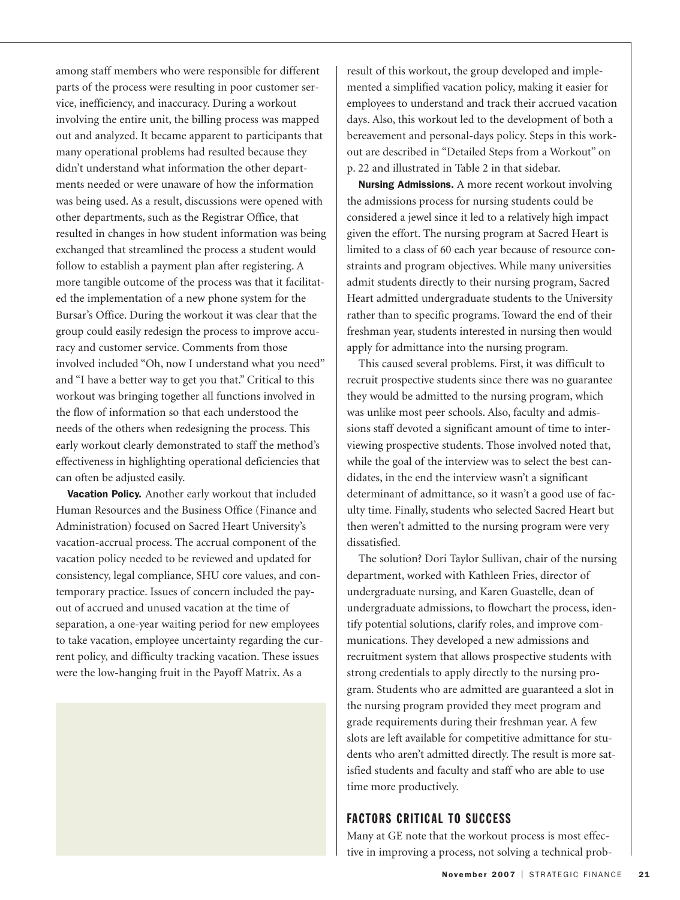among staff members who were responsible for different parts of the process were resulting in poor customer service, inefficiency, and inaccuracy. During a workout involving the entire unit, the billing process was mapped out and analyzed. It became apparent to participants that many operational problems had resulted because they didn't understand what information the other departments needed or were unaware of how the information was being used. As a result, discussions were opened with other departments, such as the Registrar Office, that resulted in changes in how student information was being exchanged that streamlined the process a student would follow to establish a payment plan after registering. A more tangible outcome of the process was that it facilitated the implementation of a new phone system for the Bursar's Office. During the workout it was clear that the group could easily redesign the process to improve accuracy and customer service. Comments from those involved included "Oh, now I understand what you need" and "I have a better way to get you that." Critical to this workout was bringing together all functions involved in the flow of information so that each understood the needs of the others when redesigning the process. This early workout clearly demonstrated to staff the method's effectiveness in highlighting operational deficiencies that can often be adjusted easily.

**Vacation Policy.** Another early workout that included Human Resources and the Business Office (Finance and Administration) focused on Sacred Heart University's vacation-accrual process. The accrual component of the vacation policy needed to be reviewed and updated for consistency, legal compliance, SHU core values, and contemporary practice. Issues of concern included the payout of accrued and unused vacation at the time of separation, a one-year waiting period for new employees to take vacation, employee uncertainty regarding the current policy, and difficulty tracking vacation. These issues were the low-hanging fruit in the Payoff Matrix. As a result of this workout, the group developed and implemented a simplified vacation policy, making it easier for employees to understand and track their accrued vacation days. Also, this workout led to the development of both a bereavement and personal-days policy. Steps in this workout are described in "Detailed Steps from a Workout" on p. 22 and illustrated in Table 2 in that sidebar.

**Nursing Admissions.** A more recent workout involving the admissions process for nursing students could be considered a jewel since it led to a relatively high impact given the effort. The nursing program at Sacred Heart is limited to a class of 60 each year because of resource constraints and program objectives. While many universities admit students directly to their nursing program, Sacred Heart admitted undergraduate students to the University rather than to specific programs. Toward the end of their freshman year, students interested in nursing then would apply for admittance into the nursing program.

This caused several problems. First, it was difficult to recruit prospective students since there was no guarantee they would be admitted to the nursing program, which was unlike most peer schools. Also, faculty and admissions staff devoted a significant amount of time to interviewing prospective students. Those involved noted that, while the goal of the interview was to select the best candidates, in the end the interview wasn't a significant determinant of admittance, so it wasn't a good use of faculty time. Finally, students who selected Sacred Heart but then weren't admitted to the nursing program were very dissatisfied.

The solution? Dori Taylor Sullivan, chair of the nursing department, worked with Kathleen Fries, director of undergraduate nursing, and Karen Guastelle, dean of undergraduate admissions, to flowchart the process, identify potential solutions, clarify roles, and improve communications. They developed a new admissions and recruitment system that allows prospective students with strong credentials to apply directly to the nursing program. Students who are admitted are guaranteed a slot in the nursing program provided they meet program and grade requirements during their freshman year. A few slots are left available for competitive admittance for students who aren't admitted directly. The result is more satisfied students and faculty and staff who are able to use time more productively.

## FACTORS CRITICAL TO SUCCESS

Many at GE note that the workout process is most effective in improving a process, not solving a technical prob-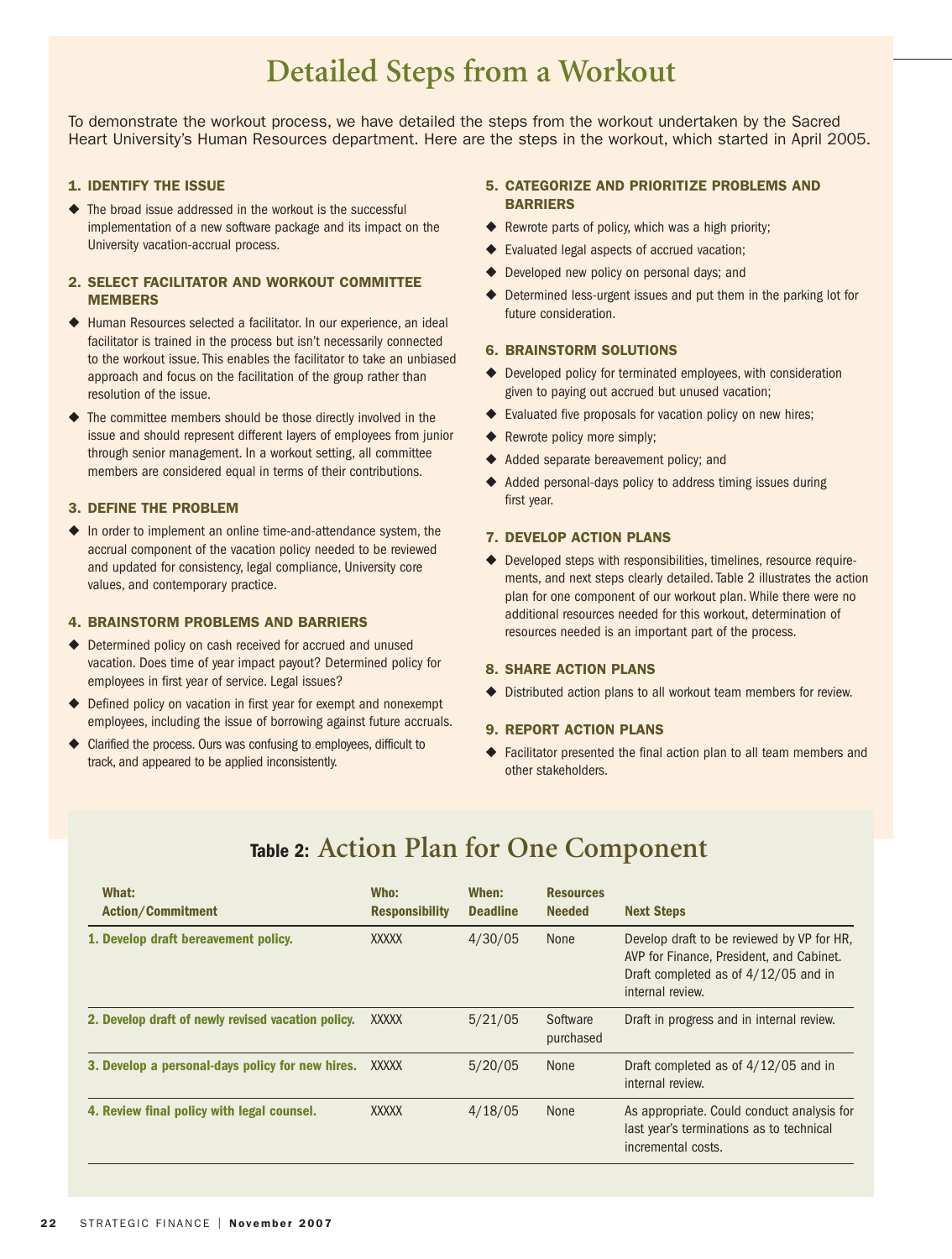# Detailed Steps from a Workout

To demonstrate the workout process, we have detailed the steps from the workout undertaken by the Sacred Heart University's Human Resources department. Here are the steps in the workout, which started in April 2005.

### 1. IDENTIFY THE ISSUE

- The broad issue addressed in the workout is the successful implementation of a new software package and its impact on the University vacation-accrual process.

### 2. SELECT FACILITATOR AND WORKOUT COMMITTEE MEMBERS

- Human Resources selected a facilitator. In our experience, an ideal facilitator is trained in the process but isn't necessarily connected to the workout issue. This enables the facilitator to take an unbiased approach and focus on the facilitation of the group rather than resolution of the issue.
- The committee members should be those directly involved in the issue and should represent different layers of employees from junior through senior management. In a workout setting, all committee members are considered equal in terms of their contributions.

### 3. DEFINE THE PROBLEM

- In order to implement an online time-and-attendance system, the accrual component of the vacation policy needed to be reviewed and updated for consistency, legal compliance, University core values, and contemporary practice.

### 4. BRAINSTORM PROBLEMS AND BARRIERS

- Determined policy on cash received for accrued and unused vacation. Does time of year impact payout? Determined policy for employees in first year of service. Legal issues?
- Defined policy on vacation in first year for exempt and nonexempt employees, including the issue of borrowing against future accruals.
- Clarified the process. Ours was confusing to employees, difficult to track, and appeared to be applied inconsistently.

### 5. CATEGORIZE AND PRIORITIZE PROBLEMS AND BARRIERS

- Rewrote parts of policy, which was a high priority;
- Evaluated legal aspects of accrued vacation;
- Developed new policy on personal days; and
- Determined less-urgent issues and put them in the parking lot for future consideration.

### 6. BRAINSTORM SOLUTIONS

- Developed policy for terminated employees, with consideration given to paying out accrued but unused vacation;
- Evaluated five proposals for vacation policy on new hires;
- Rewrote policy more simply;
- Added separate bereavement policy; and
- Added personal-days policy to address timing issues during first year.

### 7. DEVELOP ACTION PLANS

- Developed steps with responsibilities, timelines, resource requirements, and next steps clearly detailed. Table 2 illustrates the action plan for one component of our workout plan. While there were no additional resources needed for this workout, determination of resources needed is an important part of the process.

### 8. SHARE ACTION PLANS

- Distributed action plans to all workout team members for review.

### 9. REPORT ACTION PLANS

- Facilitator presented the final action plan to all team members and other stakeholders.

## Table 2: Action Plan for One Component

| What: Action/Commitment | Who: Responsibility | When: Deadline | Resources Needed | Next Steps |
|---|---|---|---|---|
| **1. Develop draft bereavement policy.** | XXXXX | 4/30/05 | None | Develop draft to be reviewed by VP for HR, AVP for Finance, President, and Cabinet. Draft completed as of 4/12/05 and in internal review. |
| **2. Develop draft of newly revised vacation policy.** | XXXXX | 5/21/05 | Software purchased | Draft in progress and in internal review. |
| **3. Develop a personal-days policy for new hires.** | XXXXX | 5/20/05 | None | Draft completed as of 4/12/05 and in internal review. |
| **4. Review final policy with legal counsel.** | XXXXX | 4/18/05 | None | As appropriate. Could conduct analysis for last year's terminations as to technical incremental costs. |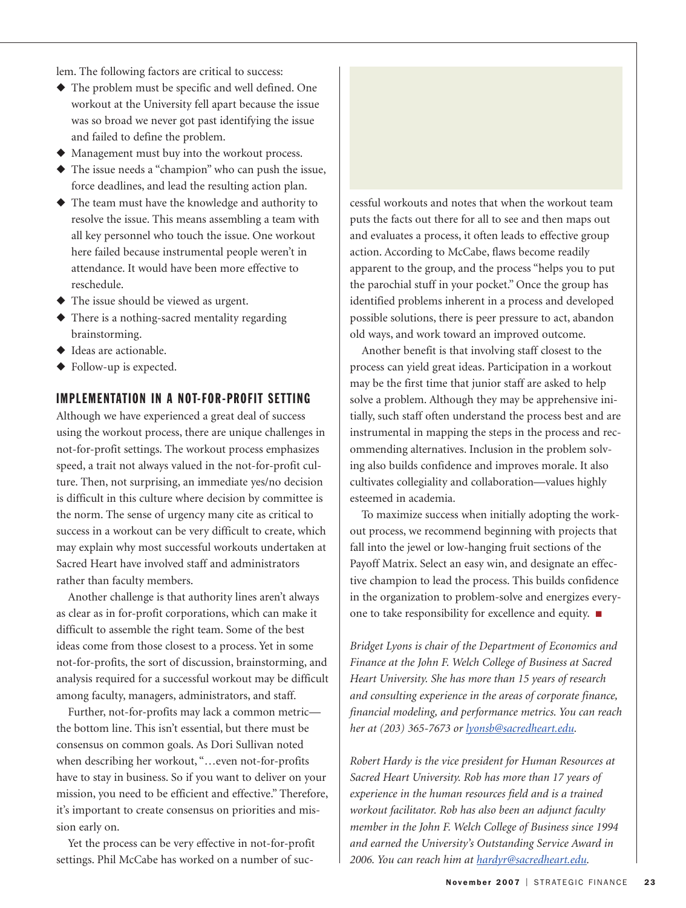lem. The following factors are critical to success:

- The problem must be specific and well defined. One workout at the University fell apart because the issue was so broad we never got past identifying the issue and failed to define the problem.
- Management must buy into the workout process.
- The issue needs a "champion" who can push the issue, force deadlines, and lead the resulting action plan.
- The team must have the knowledge and authority to resolve the issue. This means assembling a team with all key personnel who touch the issue. One workout here failed because instrumental people weren't in attendance. It would have been more effective to reschedule.
- The issue should be viewed as urgent.
- There is a nothing-sacred mentality regarding brainstorming.
- Ideas are actionable.
- Follow-up is expected.

## IMPLEMENTATION IN A NOT-FOR-PROFIT SETTING

Although we have experienced a great deal of success using the workout process, there are unique challenges in not-for-profit settings. The workout process emphasizes speed, a trait not always valued in the not-for-profit culture. Then, not surprising, an immediate yes/no decision is difficult in this culture where decision by committee is the norm. The sense of urgency many cite as critical to success in a workout can be very difficult to create, which may explain why most successful workouts undertaken at Sacred Heart have involved staff and administrators rather than faculty members.

Another challenge is that authority lines aren't always as clear as in for-profit corporations, which can make it difficult to assemble the right team. Some of the best ideas come from those closest to a process. Yet in some not-for-profits, the sort of discussion, brainstorming, and analysis required for a successful workout may be difficult among faculty, managers, administrators, and staff.

Further, not-for-profits may lack a common metric—the bottom line. This isn't essential, but there must be consensus on common goals. As Dori Sullivan noted when describing her workout, "…even not-for-profits have to stay in business. So if you want to deliver on your mission, you need to be efficient and effective." Therefore, it's important to create consensus on priorities and mission early on.

Yet the process can be very effective in not-for-profit settings. Phil McCabe has worked on a number of successful workouts and notes that when the workout team puts the facts out there for all to see and then maps out and evaluates a process, it often leads to effective group action. According to McCabe, flaws become readily apparent to the group, and the process "helps you to put the parochial stuff in your pocket." Once the group has identified problems inherent in a process and developed possible solutions, there is peer pressure to act, abandon old ways, and work toward an improved outcome.

Another benefit is that involving staff closest to the process can yield great ideas. Participation in a workout may be the first time that junior staff are asked to help solve a problem. Although they may be apprehensive initially, such staff often understand the process best and are instrumental in mapping the steps in the process and recommending alternatives. Inclusion in the problem solving also builds confidence and improves morale. It also cultivates collegiality and collaboration—values highly esteemed in academia.

To maximize success when initially adopting the workout process, we recommend beginning with projects that fall into the jewel or low-hanging fruit sections of the Payoff Matrix. Select an easy win, and designate an effective champion to lead the process. This builds confidence in the organization to problem-solve and energizes everyone to take responsibility for excellence and equity. ■

*Bridget Lyons is chair of the Department of Economics and Finance at the John F. Welch College of Business at Sacred Heart University. She has more than 15 years of research and consulting experience in the areas of corporate finance, financial modeling, and performance metrics. You can reach her at (203) 365-7673 or lyonsb@sacredheart.edu.*

*Robert Hardy is the vice president for Human Resources at Sacred Heart University. Rob has more than 17 years of experience in the human resources field and is a trained workout facilitator. Rob has also been an adjunct faculty member in the John F. Welch College of Business since 1994 and earned the University's Outstanding Service Award in 2006. You can reach him at hardyr@sacredheart.edu.*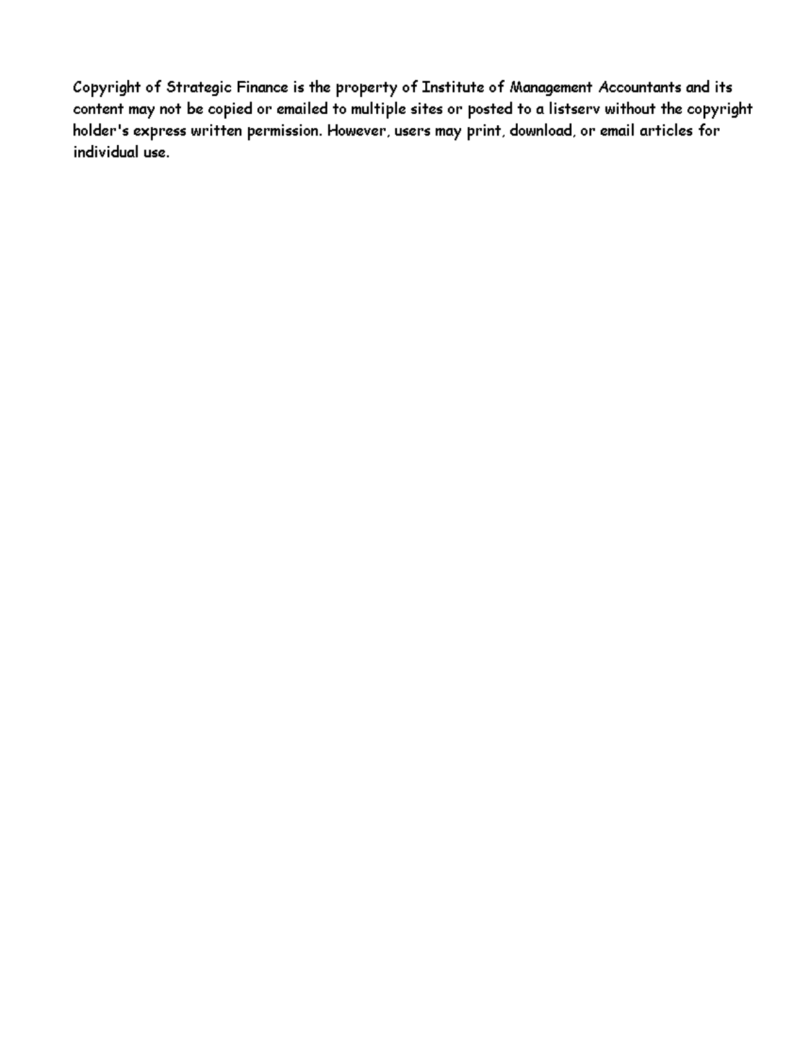Copyright of Strategic Finance is the property of Institute of Management Accountants and its content may not be copied or emailed to multiple sites or posted to a listserv without the copyright holder's express written permission. However, users may print, download, or email articles for individual use.